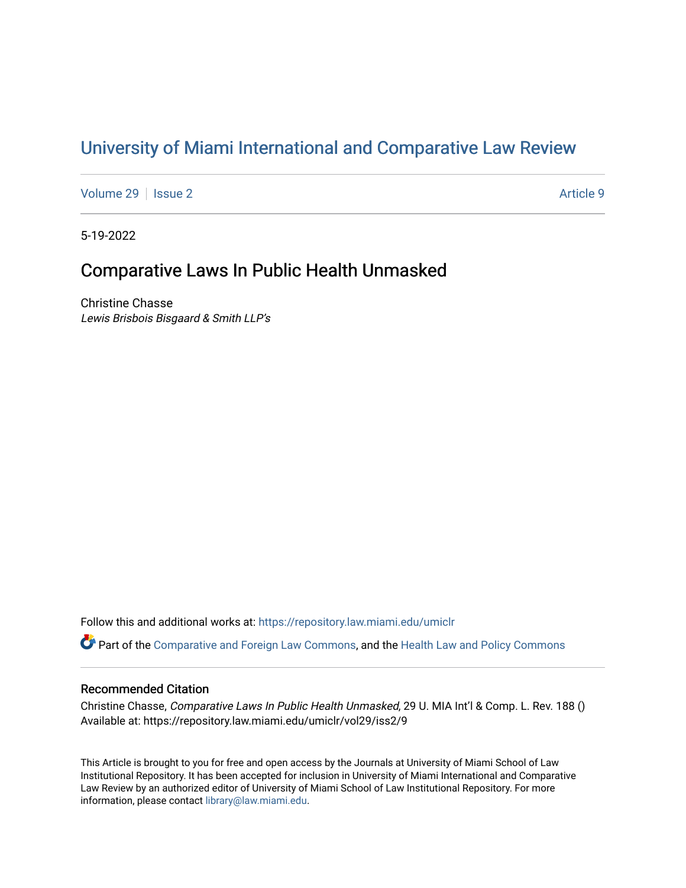# University of Miami International and Comparative Law Review

Volume 29 | Issue 2 | Article 9

5-19-2022

## Comparative Laws In Public Health Unmasked

Christine Chasse
*Lewis Brisbois Bisgaard & Smith LLP's*

Follow this and additional works at: https://repository.law.miami.edu/umiclr

Part of the Comparative and Foreign Law Commons, and the Health Law and Policy Commons

### Recommended Citation

Christine Chasse, *Comparative Laws In Public Health Unmasked*, 29 U. MIA Int'l & Comp. L. Rev. 188 ()
Available at: https://repository.law.miami.edu/umiclr/vol29/iss2/9

This Article is brought to you for free and open access by the Journals at University of Miami School of Law Institutional Repository. It has been accepted for inclusion in University of Miami International and Comparative Law Review by an authorized editor of University of Miami School of Law Institutional Repository. For more information, please contact library@law.miami.edu.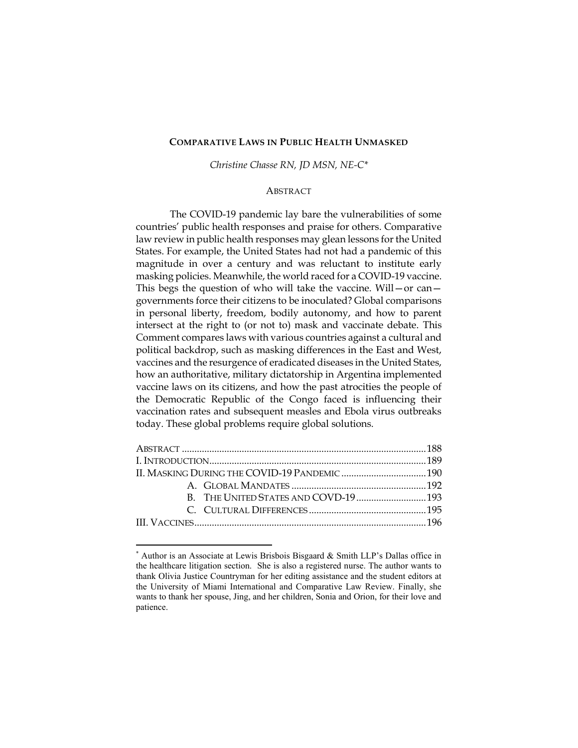**COMPARATIVE LAWS IN PUBLIC HEALTH UNMASKED**

*Christine Chasse RN, JD MSN, NE-C**

ABSTRACT

The COVID-19 pandemic lay bare the vulnerabilities of some countries' public health responses and praise for others. Comparative law review in public health responses may glean lessons for the United States. For example, the United States had not had a pandemic of this magnitude in over a century and was reluctant to institute early masking policies. Meanwhile, the world raced for a COVID-19 vaccine. This begs the question of who will take the vaccine. Will—or can—governments force their citizens to be inoculated? Global comparisons in personal liberty, freedom, bodily autonomy, and how to parent intersect at the right to (or not to) mask and vaccinate debate. This Comment compares laws with various countries against a cultural and political backdrop, such as masking differences in the East and West, vaccines and the resurgence of eradicated diseases in the United States, how an authoritative, military dictatorship in Argentina implemented vaccine laws on its citizens, and how the past atrocities the people of the Democratic Republic of the Congo faced is influencing their vaccination rates and subsequent measles and Ebola virus outbreaks today. These global problems require global solutions.

ABSTRACT ........................................................................................188
I. INTRODUCTION...............................................................................189
II. MASKING DURING THE COVID-19 PANDEMIC ....................................190
  A. GLOBAL MANDATES .................................................................192
  B. THE UNITED STATES AND COVD-19 ............................................193
  C. CULTURAL DIFFERENCES ...........................................................195
III. VACCINES.....................................................................................196

---

* Author is an Associate at Lewis Brisbois Bisgaard & Smith LLP's Dallas office in the healthcare litigation section. She is also a registered nurse. The author wants to thank Olivia Justice Countryman for her editing assistance and the student editors at the University of Miami International and Comparative Law Review. Finally, she wants to thank her spouse, Jing, and her children, Sonia and Orion, for their love and patience.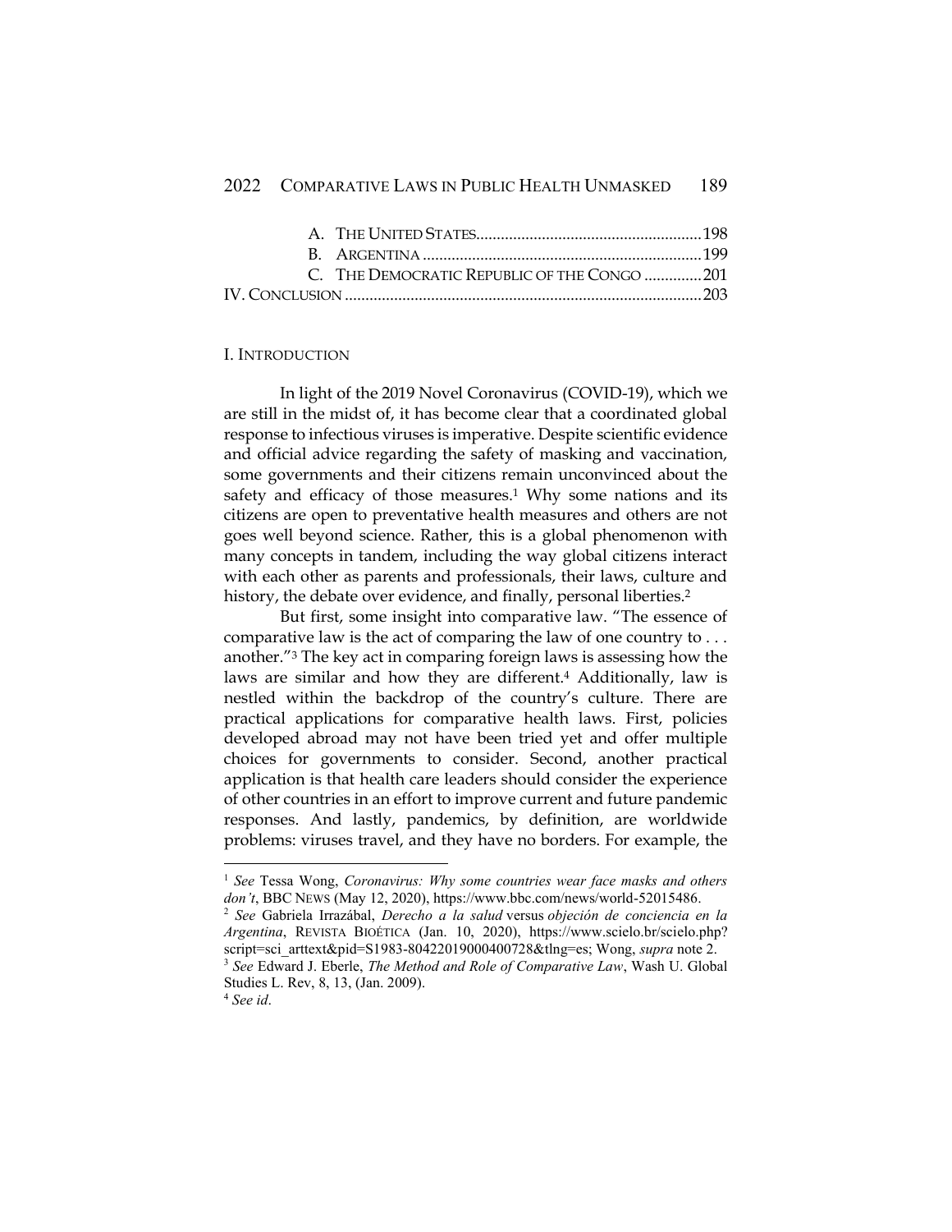A. THE UNITED STATES.......................................................198
B. ARGENTINA ....................................................................199
C. THE DEMOCRATIC REPUBLIC OF THE CONGO ..............201
IV. CONCLUSION .......................................................................................203

## I. INTRODUCTION

In light of the 2019 Novel Coronavirus (COVID-19), which we are still in the midst of, it has become clear that a coordinated global response to infectious viruses is imperative. Despite scientific evidence and official advice regarding the safety of masking and vaccination, some governments and their citizens remain unconvinced about the safety and efficacy of those measures.[1] Why some nations and its citizens are open to preventative health measures and others are not goes well beyond science. Rather, this is a global phenomenon with many concepts in tandem, including the way global citizens interact with each other as parents and professionals, their laws, culture and history, the debate over evidence, and finally, personal liberties.[2]

But first, some insight into comparative law. "The essence of comparative law is the act of comparing the law of one country to . . . another."[3] The key act in comparing foreign laws is assessing how the laws are similar and how they are different.[4] Additionally, law is nestled within the backdrop of the country's culture. There are practical applications for comparative health laws. First, policies developed abroad may not have been tried yet and offer multiple choices for governments to consider. Second, another practical application is that health care leaders should consider the experience of other countries in an effort to improve current and future pandemic responses. And lastly, pandemics, by definition, are worldwide problems: viruses travel, and they have no borders. For example, the

---

[1] *See* Tessa Wong, *Coronavirus: Why some countries wear face masks and others don't*, BBC NEWS (May 12, 2020), https://www.bbc.com/news/world-52015486.

[2] *See* Gabriela Irrazábal, *Derecho a la salud* versus *objeción de conciencia en la Argentina*, REVISTA BIOÉTICA (Jan. 10, 2020), https://www.scielo.br/scielo.php?script=sci_arttext&pid=S1983-80422019000400728&tlng=es; Wong, *supra* note 2.

[3] *See* Edward J. Eberle, *The Method and Role of Comparative Law*, Wash U. Global Studies L. Rev, 8, 13, (Jan. 2009).

[4] *See id*.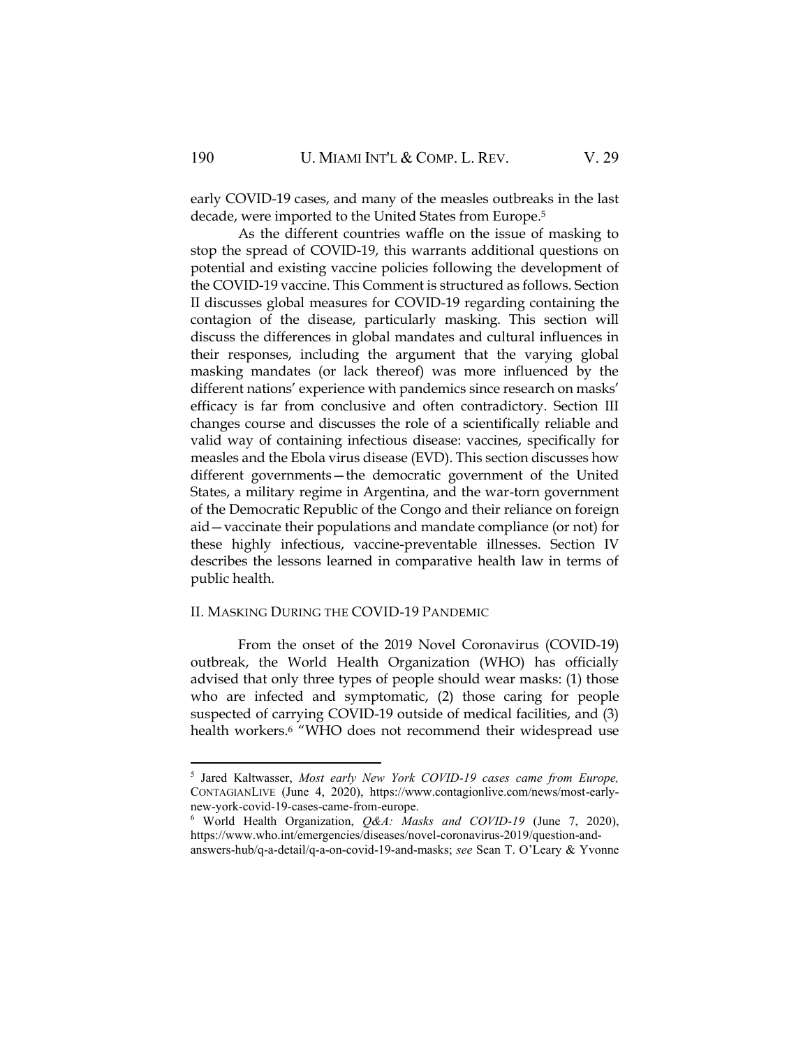early COVID-19 cases, and many of the measles outbreaks in the last decade, were imported to the United States from Europe.[5]

As the different countries waffle on the issue of masking to stop the spread of COVID-19, this warrants additional questions on potential and existing vaccine policies following the development of the COVID-19 vaccine. This Comment is structured as follows. Section II discusses global measures for COVID-19 regarding containing the contagion of the disease, particularly masking. This section will discuss the differences in global mandates and cultural influences in their responses, including the argument that the varying global masking mandates (or lack thereof) was more influenced by the different nations' experience with pandemics since research on masks' efficacy is far from conclusive and often contradictory. Section III changes course and discusses the role of a scientifically reliable and valid way of containing infectious disease: vaccines, specifically for measles and the Ebola virus disease (EVD). This section discusses how different governments—the democratic government of the United States, a military regime in Argentina, and the war-torn government of the Democratic Republic of the Congo and their reliance on foreign aid—vaccinate their populations and mandate compliance (or not) for these highly infectious, vaccine-preventable illnesses. Section IV describes the lessons learned in comparative health law in terms of public health.

## II. Masking During the COVID-19 Pandemic

From the onset of the 2019 Novel Coronavirus (COVID-19) outbreak, the World Health Organization (WHO) has officially advised that only three types of people should wear masks: (1) those who are infected and symptomatic, (2) those caring for people suspected of carrying COVID-19 outside of medical facilities, and (3) health workers.[6] "WHO does not recommend their widespread use

---

[5] Jared Kaltwasser, *Most early New York COVID-19 cases came from Europe,* CONTAGIANLIVE (June 4, 2020), https://www.contagionlive.com/news/most-early-new-york-covid-19-cases-came-from-europe.

[6] World Health Organization, *Q&A: Masks and COVID-19* (June 7, 2020), https://www.who.int/emergencies/diseases/novel-coronavirus-2019/question-and-answers-hub/q-a-detail/q-a-on-covid-19-and-masks; *see* Sean T. O'Leary & Yvonne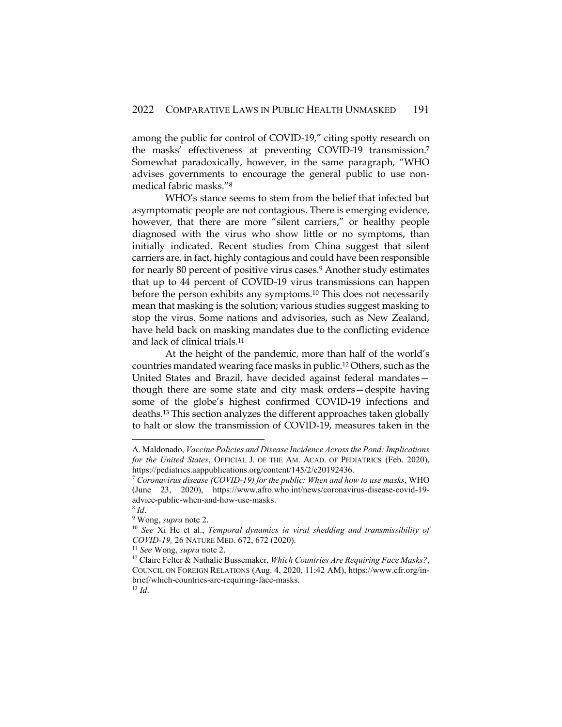among the public for control of COVID-19," citing spotty research on the masks' effectiveness at preventing COVID-19 transmission.[7] Somewhat paradoxically, however, in the same paragraph, "WHO advises governments to encourage the general public to use non-medical fabric masks."[8]

WHO's stance seems to stem from the belief that infected but asymptomatic people are not contagious. There is emerging evidence, however, that there are more "silent carriers," or healthy people diagnosed with the virus who show little or no symptoms, than initially indicated. Recent studies from China suggest that silent carriers are, in fact, highly contagious and could have been responsible for nearly 80 percent of positive virus cases.[9] Another study estimates that up to 44 percent of COVID-19 virus transmissions can happen before the person exhibits any symptoms.[10] This does not necessarily mean that masking is the solution; various studies suggest masking to stop the virus. Some nations and advisories, such as New Zealand, have held back on masking mandates due to the conflicting evidence and lack of clinical trials.[11]

At the height of the pandemic, more than half of the world's countries mandated wearing face masks in public.[12] Others, such as the United States and Brazil, have decided against federal mandates—though there are some state and city mask orders—despite having some of the globe's highest confirmed COVID-19 infections and deaths.[13] This section analyzes the different approaches taken globally to halt or slow the transmission of COVID-19, measures taken in the

---

A. Maldonado, *Vaccine Policies and Disease Incidence Across the Pond: Implications for the United States*, OFFICIAL J. OF THE AM. ACAD. OF PEDIATRICS (Feb. 2020), https://pediatrics.aappublications.org/content/145/2/e20192436.

[7] *Coronavirus disease (COVID-19) for the public: When and how to use masks*, WHO (June 23, 2020), https://www.afro.who.int/news/coronavirus-disease-covid-19-advice-public-when-and-how-use-masks.

[8] *Id*.

[9] Wong, *supra* note 2.

[10] *See* Xi He et al., *Temporal dynamics in viral shedding and transmissibility of COVID-19,* 26 NATURE MED. 672, 672 (2020).

[11] *See* Wong, *supra* note 2.

[12] Claire Felter & Nathalie Bussemaker, *Which Countries Are Requiring Face Masks?*, COUNCIL ON FOREIGN RELATIONS (Aug. 4, 2020, 11:42 AM), https://www.cfr.org/in-brief/which-countries-are-requiring-face-masks.

[13] *Id*.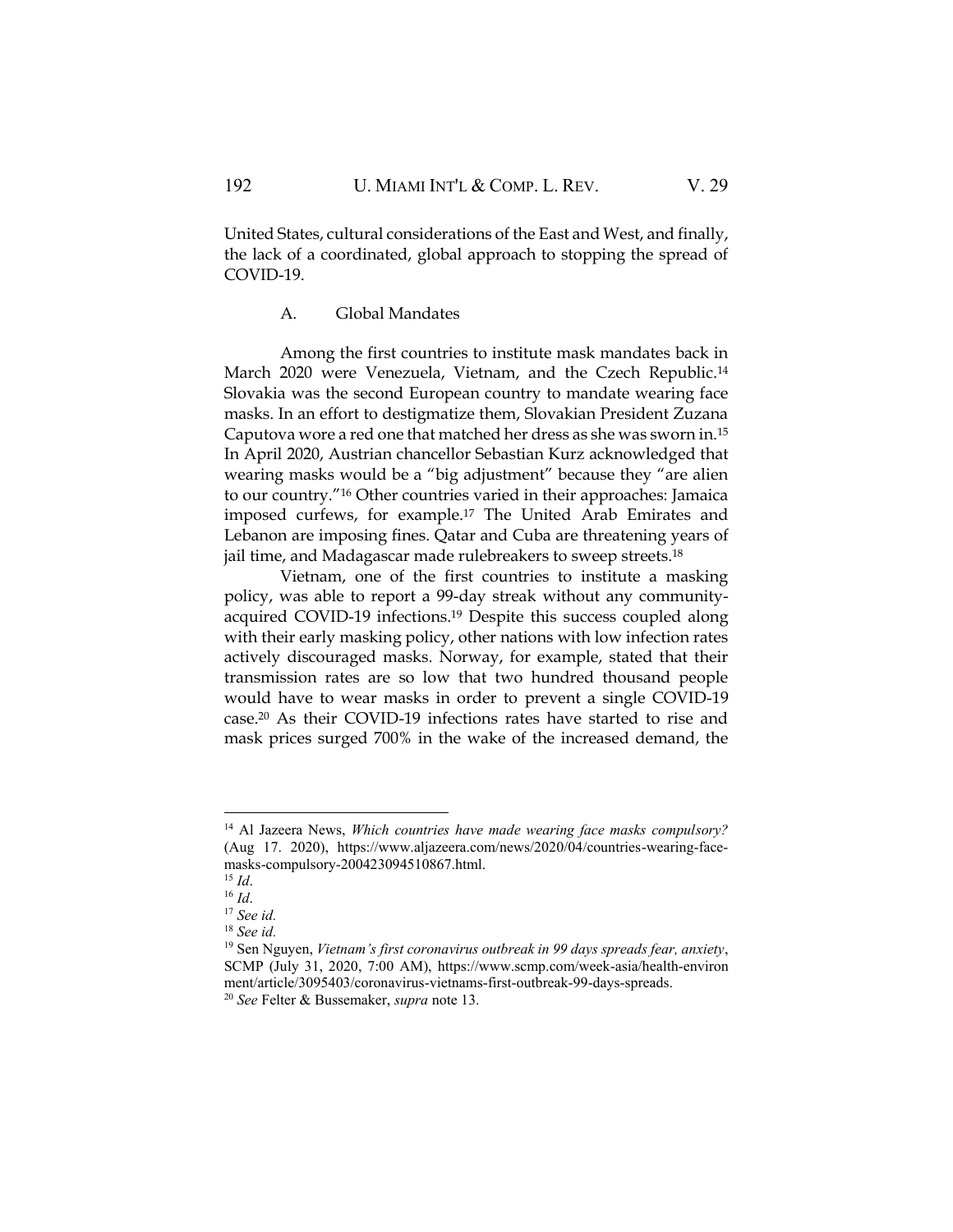United States, cultural considerations of the East and West, and finally, the lack of a coordinated, global approach to stopping the spread of COVID-19.

### A. Global Mandates

Among the first countries to institute mask mandates back in March 2020 were Venezuela, Vietnam, and the Czech Republic.[14] Slovakia was the second European country to mandate wearing face masks. In an effort to destigmatize them, Slovakian President Zuzana Caputova wore a red one that matched her dress as she was sworn in.[15] In April 2020, Austrian chancellor Sebastian Kurz acknowledged that wearing masks would be a "big adjustment" because they "are alien to our country."[16] Other countries varied in their approaches: Jamaica imposed curfews, for example.[17] The United Arab Emirates and Lebanon are imposing fines. Qatar and Cuba are threatening years of jail time, and Madagascar made rulebreakers to sweep streets.[18]

Vietnam, one of the first countries to institute a masking policy, was able to report a 99-day streak without any community-acquired COVID-19 infections.[19] Despite this success coupled along with their early masking policy, other nations with low infection rates actively discouraged masks. Norway, for example, stated that their transmission rates are so low that two hundred thousand people would have to wear masks in order to prevent a single COVID-19 case.[20] As their COVID-19 infections rates have started to rise and mask prices surged 700% in the wake of the increased demand, the

---

[14] Al Jazeera News, *Which countries have made wearing face masks compulsory?* (Aug 17. 2020), https://www.aljazeera.com/news/2020/04/countries-wearing-face-masks-compulsory-200423094510867.html.

[15] *Id*.

[16] *Id*.

[17] *See id.*

[18] *See id.*

[19] Sen Nguyen, *Vietnam's first coronavirus outbreak in 99 days spreads fear, anxiety*, SCMP (July 31, 2020, 7:00 AM), https://www.scmp.com/week-asia/health-environment/article/3095403/coronavirus-vietnams-first-outbreak-99-days-spreads.

[20] *See* Felter & Bussemaker, *supra* note 13.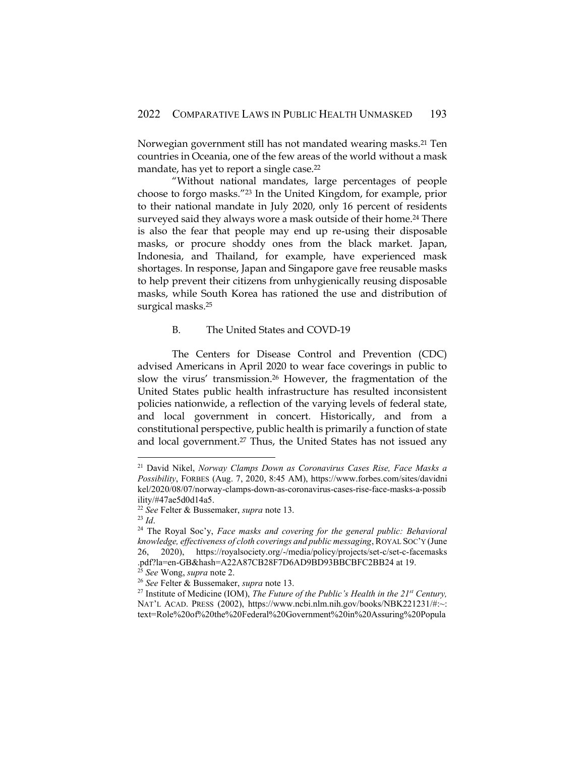Norwegian government still has not mandated wearing masks.[21] Ten countries in Oceania, one of the few areas of the world without a mask mandate, has yet to report a single case.[22]

"Without national mandates, large percentages of people choose to forgo masks."[23] In the United Kingdom, for example, prior to their national mandate in July 2020, only 16 percent of residents surveyed said they always wore a mask outside of their home.[24] There is also the fear that people may end up re-using their disposable masks, or procure shoddy ones from the black market. Japan, Indonesia, and Thailand, for example, have experienced mask shortages. In response, Japan and Singapore gave free reusable masks to help prevent their citizens from unhygienically reusing disposable masks, while South Korea has rationed the use and distribution of surgical masks.[25]

### B. The United States and COVD-19

The Centers for Disease Control and Prevention (CDC) advised Americans in April 2020 to wear face coverings in public to slow the virus' transmission.[26] However, the fragmentation of the United States public health infrastructure has resulted inconsistent policies nationwide, a reflection of the varying levels of federal state, and local government in concert. Historically, and from a constitutional perspective, public health is primarily a function of state and local government.[27] Thus, the United States has not issued any

---

[21] David Nikel, *Norway Clamps Down as Coronavirus Cases Rise, Face Masks a Possibility*, FORBES (Aug. 7, 2020, 8:45 AM), https://www.forbes.com/sites/davidnikel/2020/08/07/norway-clamps-down-as-coronavirus-cases-rise-face-masks-a-possibility/#47ae5d0d14a5.

[22] *See* Felter & Bussemaker, *supra* note 13.

[23] *Id*.

[24] The Royal Soc'y, *Face masks and covering for the general public: Behavioral knowledge, effectiveness of cloth coverings and public messaging*, ROYAL SOC'Y (June 26, 2020), https://royalsociety.org/-/media/policy/projects/set-c/set-c-facemasks.pdf?la=en-GB&hash=A22A87CB28F7D6AD9BD93BBCBFC2BB24 at 19.

[25] *See* Wong, *supra* note 2.

[26] *See* Felter & Bussemaker, *supra* note 13.

[27] Institute of Medicine (IOM), *The Future of the Public's Health in the 21st Century,* NAT'L ACAD. PRESS (2002), https://www.ncbi.nlm.nih.gov/books/NBK221231/#:~:text=Role%20of%20the%20Federal%20Government%20in%20Assuring%20Popula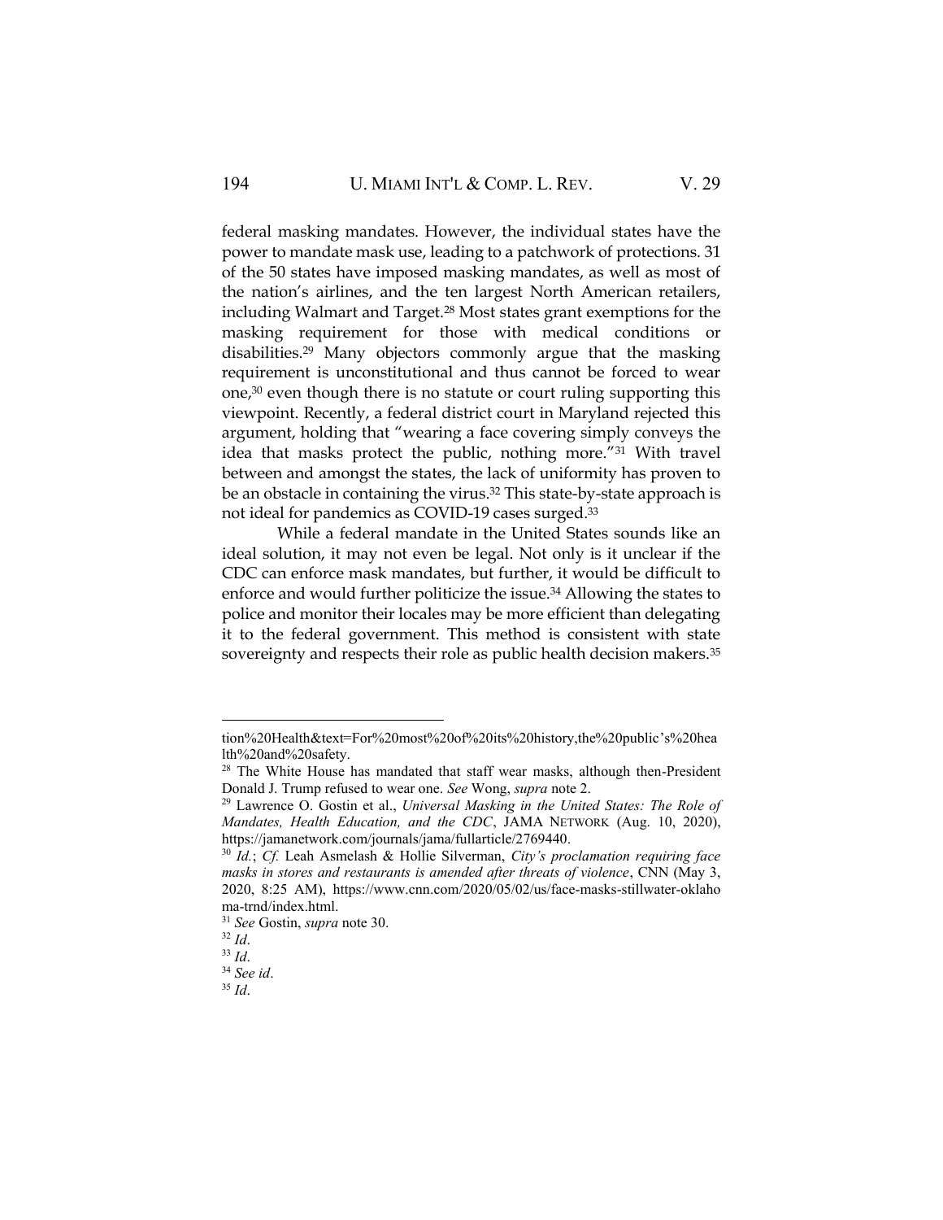federal masking mandates. However, the individual states have the power to mandate mask use, leading to a patchwork of protections. 31 of the 50 states have imposed masking mandates, as well as most of the nation's airlines, and the ten largest North American retailers, including Walmart and Target.[28] Most states grant exemptions for the masking requirement for those with medical conditions or disabilities.[29] Many objectors commonly argue that the masking requirement is unconstitutional and thus cannot be forced to wear one,[30] even though there is no statute or court ruling supporting this viewpoint. Recently, a federal district court in Maryland rejected this argument, holding that "wearing a face covering simply conveys the idea that masks protect the public, nothing more."[31] With travel between and amongst the states, the lack of uniformity has proven to be an obstacle in containing the virus.[32] This state-by-state approach is not ideal for pandemics as COVID-19 cases surged.[33]

While a federal mandate in the United States sounds like an ideal solution, it may not even be legal. Not only is it unclear if the CDC can enforce mask mandates, but further, it would be difficult to enforce and would further politicize the issue.[34] Allowing the states to police and monitor their locales may be more efficient than delegating it to the federal government. This method is consistent with state sovereignty and respects their role as public health decision makers.[35]

---

tion%20Health&text=For%20most%20of%20its%20history,the%20public's%20health%20and%20safety.

[28] The White House has mandated that staff wear masks, although then-President Donald J. Trump refused to wear one. *See* Wong, *supra* note 2.

[29] Lawrence O. Gostin et al., *Universal Masking in the United States: The Role of Mandates, Health Education, and the CDC*, JAMA NETWORK (Aug. 10, 2020), https://jamanetwork.com/journals/jama/fullarticle/2769440.

[30] *Id.*; *Cf.* Leah Asmelash & Hollie Silverman, *City's proclamation requiring face masks in stores and restaurants is amended after threats of violence*, CNN (May 3, 2020, 8:25 AM), https://www.cnn.com/2020/05/02/us/face-masks-stillwater-oklahoma-trnd/index.html.

[31] *See* Gostin, *supra* note 30.

[32] *Id*.

[33] *Id*.

[34] *See id*.

[35] *Id*.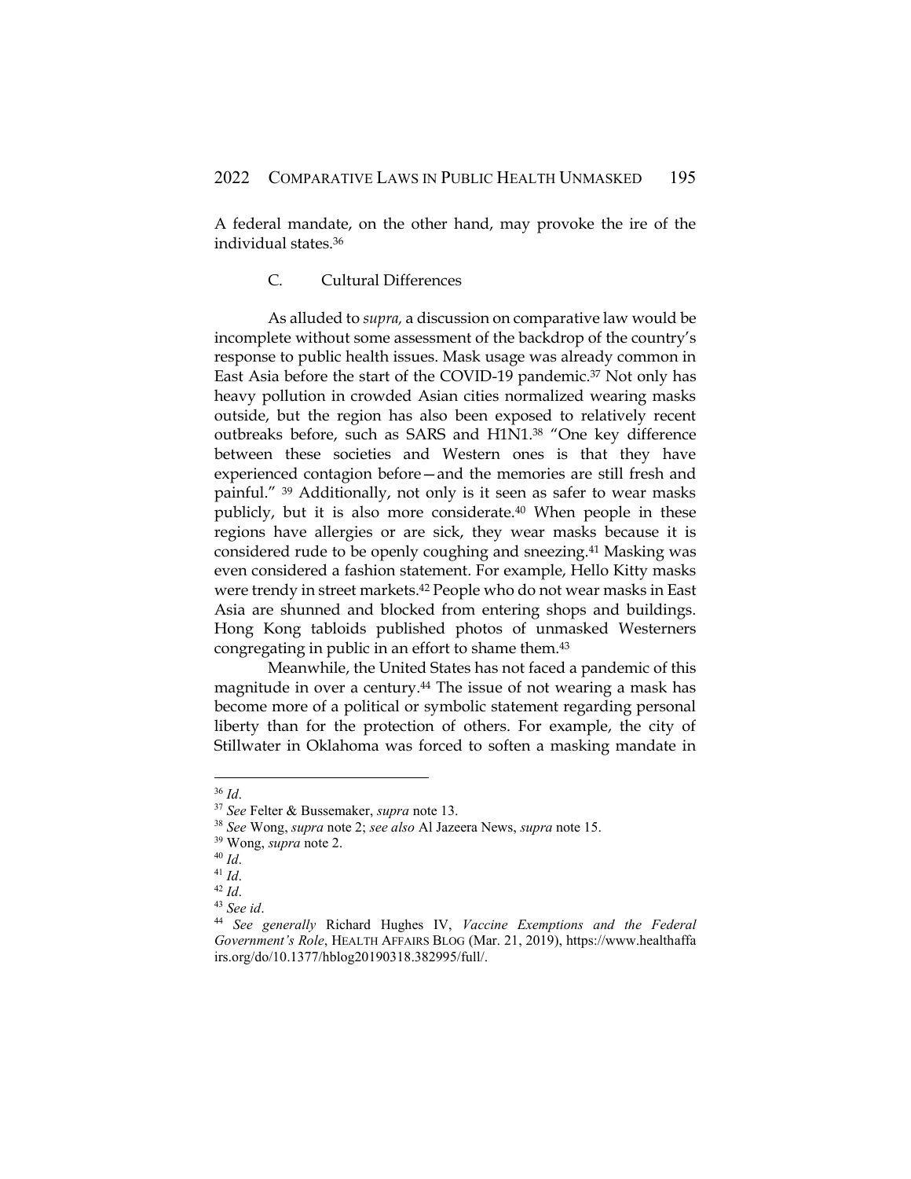A federal mandate, on the other hand, may provoke the ire of the individual states.[36]

### C. Cultural Differences

As alluded to *supra,* a discussion on comparative law would be incomplete without some assessment of the backdrop of the country's response to public health issues. Mask usage was already common in East Asia before the start of the COVID-19 pandemic.[37] Not only has heavy pollution in crowded Asian cities normalized wearing masks outside, but the region has also been exposed to relatively recent outbreaks before, such as SARS and H1N1.[38] "One key difference between these societies and Western ones is that they have experienced contagion before—and the memories are still fresh and painful." [39] Additionally, not only is it seen as safer to wear masks publicly, but it is also more considerate.[40] When people in these regions have allergies or are sick, they wear masks because it is considered rude to be openly coughing and sneezing.[41] Masking was even considered a fashion statement. For example, Hello Kitty masks were trendy in street markets.[42] People who do not wear masks in East Asia are shunned and blocked from entering shops and buildings. Hong Kong tabloids published photos of unmasked Westerners congregating in public in an effort to shame them.[43]

Meanwhile, the United States has not faced a pandemic of this magnitude in over a century.[44] The issue of not wearing a mask has become more of a political or symbolic statement regarding personal liberty than for the protection of others. For example, the city of Stillwater in Oklahoma was forced to soften a masking mandate in

---

[36] *Id*.

[37] *See* Felter & Bussemaker, *supra* note 13.

[38] *See* Wong, *supra* note 2; *see also* Al Jazeera News, *supra* note 15.

[39] Wong, *supra* note 2.

[40] *Id*.

[41] *Id*.

[42] *Id*.

[43] *See id*.

[44] *See generally* Richard Hughes IV, *Vaccine Exemptions and the Federal Government's Role*, HEALTH AFFAIRS BLOG (Mar. 21, 2019), https://www.healthaffairs.org/do/10.1377/hblog20190318.382995/full/.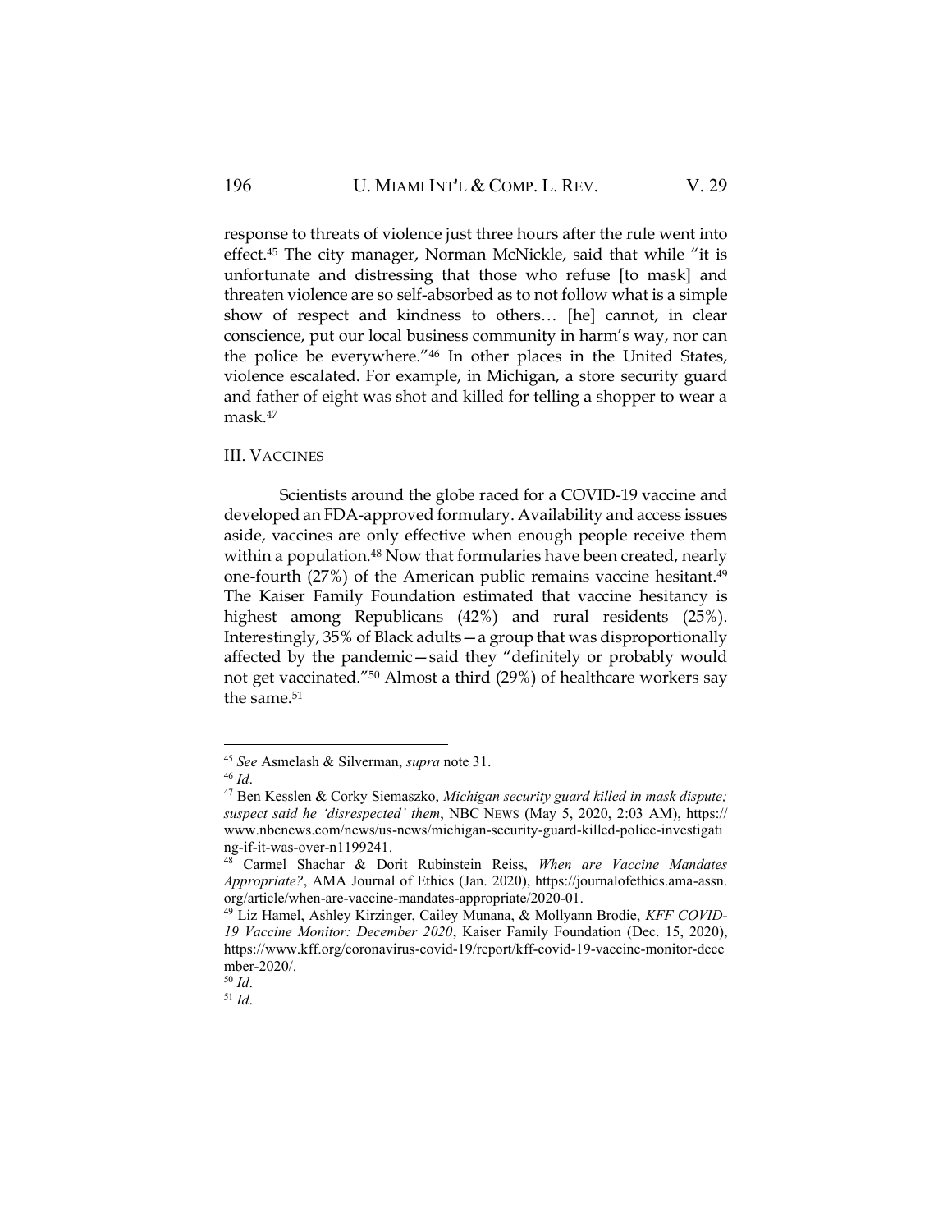response to threats of violence just three hours after the rule went into effect.[45] The city manager, Norman McNickle, said that while "it is unfortunate and distressing that those who refuse [to mask] and threaten violence are so self-absorbed as to not follow what is a simple show of respect and kindness to others… [he] cannot, in clear conscience, put our local business community in harm's way, nor can the police be everywhere."[46] In other places in the United States, violence escalated. For example, in Michigan, a store security guard and father of eight was shot and killed for telling a shopper to wear a mask.[47]

## III. VACCINES

Scientists around the globe raced for a COVID-19 vaccine and developed an FDA-approved formulary. Availability and access issues aside, vaccines are only effective when enough people receive them within a population.[48] Now that formularies have been created, nearly one-fourth (27%) of the American public remains vaccine hesitant.[49] The Kaiser Family Foundation estimated that vaccine hesitancy is highest among Republicans (42%) and rural residents (25%). Interestingly, 35% of Black adults—a group that was disproportionally affected by the pandemic—said they "definitely or probably would not get vaccinated."[50] Almost a third (29%) of healthcare workers say the same.[51]

---

[45] *See* Asmelash & Silverman, *supra* note 31.

[46] *Id*.

[47] Ben Kesslen & Corky Siemaszko, *Michigan security guard killed in mask dispute; suspect said he 'disrespected' them*, NBC NEWS (May 5, 2020, 2:03 AM), https://www.nbcnews.com/news/us-news/michigan-security-guard-killed-police-investigating-if-it-was-over-n1199241.

[48] Carmel Shachar & Dorit Rubinstein Reiss, *When are Vaccine Mandates Appropriate?*, AMA Journal of Ethics (Jan. 2020), https://journalofethics.ama-assn.org/article/when-are-vaccine-mandates-appropriate/2020-01.

[49] Liz Hamel, Ashley Kirzinger, Cailey Munana, & Mollyann Brodie, *KFF COVID-19 Vaccine Monitor: December 2020*, Kaiser Family Foundation (Dec. 15, 2020), https://www.kff.org/coronavirus-covid-19/report/kff-covid-19-vaccine-monitor-december-2020/.

[50] *Id*.

[51] *Id*.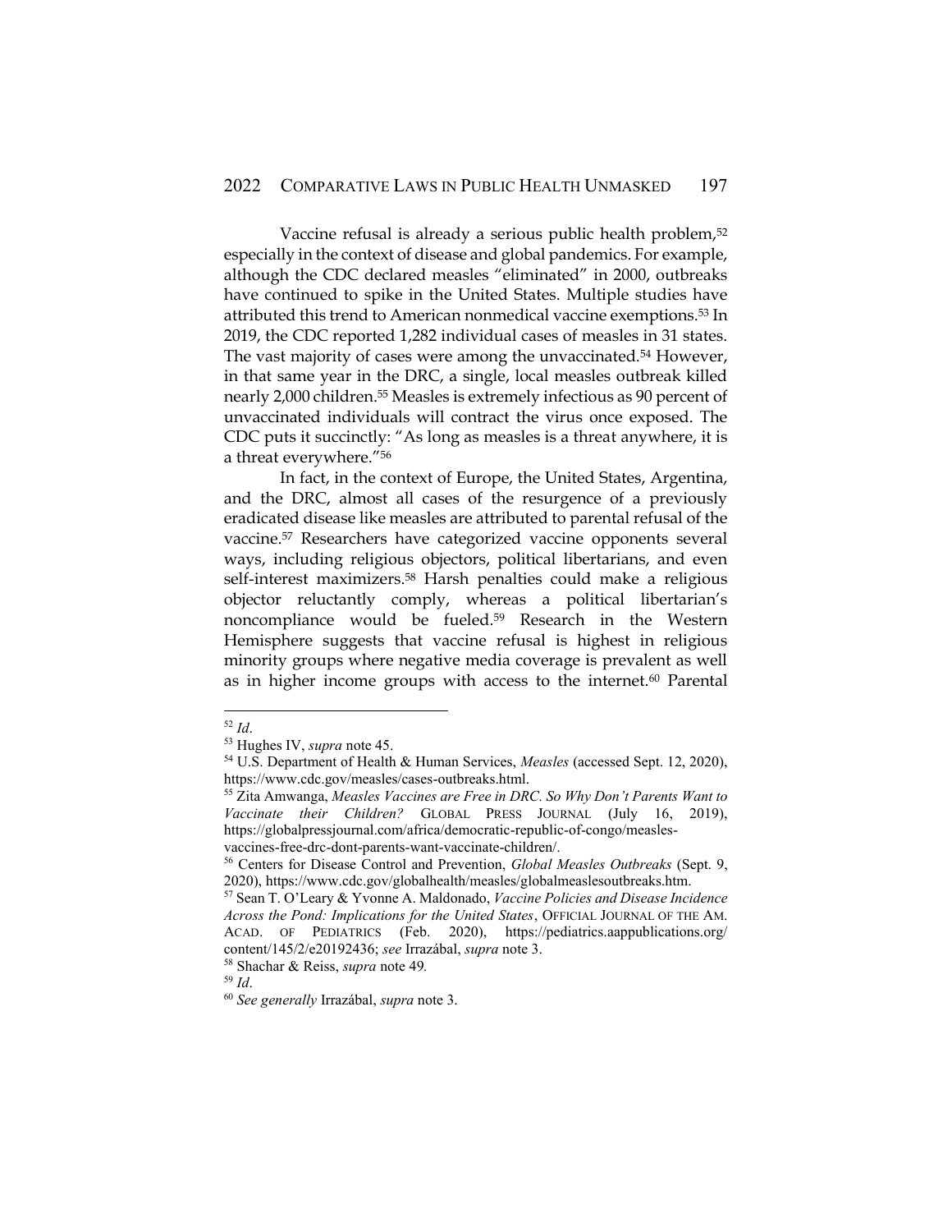Vaccine refusal is already a serious public health problem,[52] especially in the context of disease and global pandemics. For example, although the CDC declared measles "eliminated" in 2000, outbreaks have continued to spike in the United States. Multiple studies have attributed this trend to American nonmedical vaccine exemptions.[53] In 2019, the CDC reported 1,282 individual cases of measles in 31 states. The vast majority of cases were among the unvaccinated.[54] However, in that same year in the DRC, a single, local measles outbreak killed nearly 2,000 children.[55] Measles is extremely infectious as 90 percent of unvaccinated individuals will contract the virus once exposed. The CDC puts it succinctly: "As long as measles is a threat anywhere, it is a threat everywhere."[56]

In fact, in the context of Europe, the United States, Argentina, and the DRC, almost all cases of the resurgence of a previously eradicated disease like measles are attributed to parental refusal of the vaccine.[57] Researchers have categorized vaccine opponents several ways, including religious objectors, political libertarians, and even self-interest maximizers.[58] Harsh penalties could make a religious objector reluctantly comply, whereas a political libertarian's noncompliance would be fueled.[59] Research in the Western Hemisphere suggests that vaccine refusal is highest in religious minority groups where negative media coverage is prevalent as well as in higher income groups with access to the internet.[60] Parental

---

[52] *Id*.

[53] Hughes IV, *supra* note 45.

[54] U.S. Department of Health & Human Services, *Measles* (accessed Sept. 12, 2020), https://www.cdc.gov/measles/cases-outbreaks.html.

[55] Zita Amwanga, *Measles Vaccines are Free in DRC. So Why Don't Parents Want to Vaccinate their Children?* GLOBAL PRESS JOURNAL (July 16, 2019), https://globalpressjournal.com/africa/democratic-republic-of-congo/measles-vaccines-free-drc-dont-parents-want-vaccinate-children/.

[56] Centers for Disease Control and Prevention, *Global Measles Outbreaks* (Sept. 9, 2020), https://www.cdc.gov/globalhealth/measles/globalmeaslesoutbreaks.htm.

[57] Sean T. O'Leary & Yvonne A. Maldonado, *Vaccine Policies and Disease Incidence Across the Pond: Implications for the United States*, OFFICIAL JOURNAL OF THE AM. ACAD. OF PEDIATRICS (Feb. 2020), https://pediatrics.aappublications.org/content/145/2/e20192436; *see* Irrazábal, *supra* note 3.

[58] Shachar & Reiss, *supra* note 49.

[59] *Id*.

[60] *See generally* Irrazábal, *supra* note 3.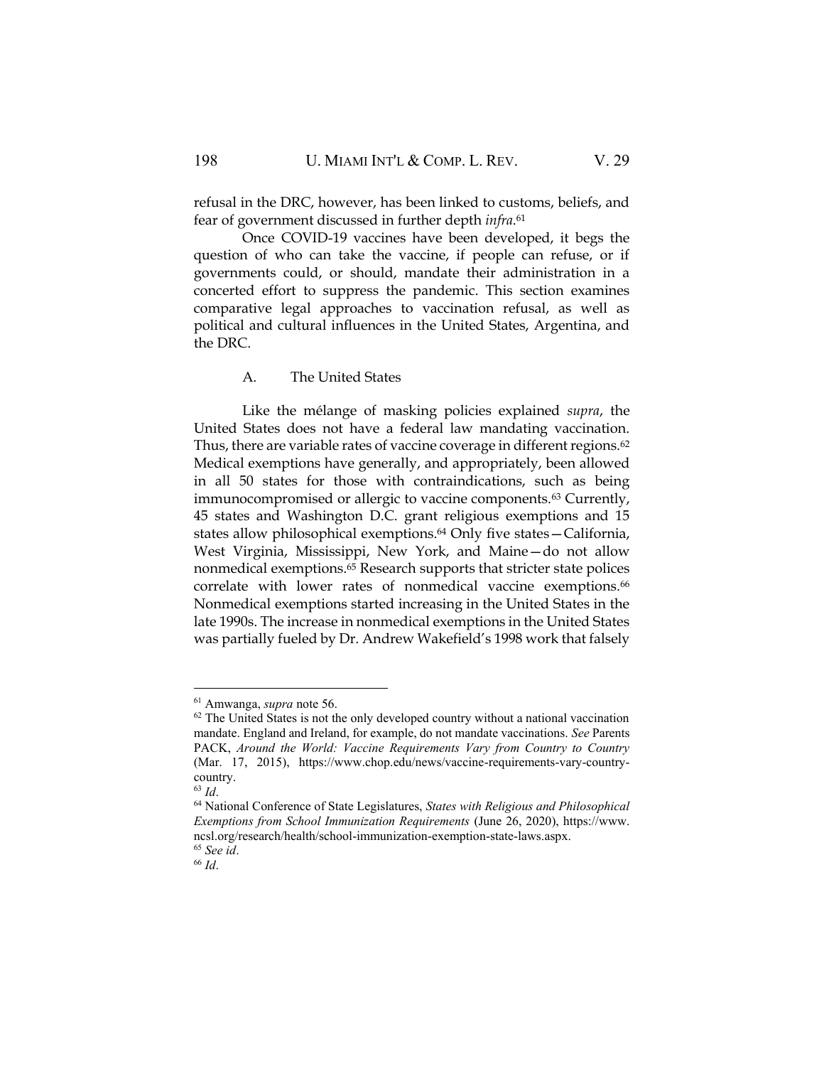refusal in the DRC, however, has been linked to customs, beliefs, and fear of government discussed in further depth *infra*.[61]

Once COVID-19 vaccines have been developed, it begs the question of who can take the vaccine, if people can refuse, or if governments could, or should, mandate their administration in a concerted effort to suppress the pandemic. This section examines comparative legal approaches to vaccination refusal, as well as political and cultural influences in the United States, Argentina, and the DRC.

### A. The United States

Like the mélange of masking policies explained *supra*, the United States does not have a federal law mandating vaccination. Thus, there are variable rates of vaccine coverage in different regions.[62] Medical exemptions have generally, and appropriately, been allowed in all 50 states for those with contraindications, such as being immunocompromised or allergic to vaccine components.[63] Currently, 45 states and Washington D.C. grant religious exemptions and 15 states allow philosophical exemptions.[64] Only five states—California, West Virginia, Mississippi, New York, and Maine—do not allow nonmedical exemptions.[65] Research supports that stricter state polices correlate with lower rates of nonmedical vaccine exemptions.[66] Nonmedical exemptions started increasing in the United States in the late 1990s. The increase in nonmedical exemptions in the United States was partially fueled by Dr. Andrew Wakefield's 1998 work that falsely

---

[61] Amwanga, *supra* note 56.

[62] The United States is not the only developed country without a national vaccination mandate. England and Ireland, for example, do not mandate vaccinations. *See* Parents PACK, *Around the World: Vaccine Requirements Vary from Country to Country* (Mar. 17, 2015), https://www.chop.edu/news/vaccine-requirements-vary-country-country.

[63] *Id*.

[64] National Conference of State Legislatures, *States with Religious and Philosophical Exemptions from School Immunization Requirements* (June 26, 2020), https://www.ncsl.org/research/health/school-immunization-exemption-state-laws.aspx.

[65] *See id*.

[66] *Id*.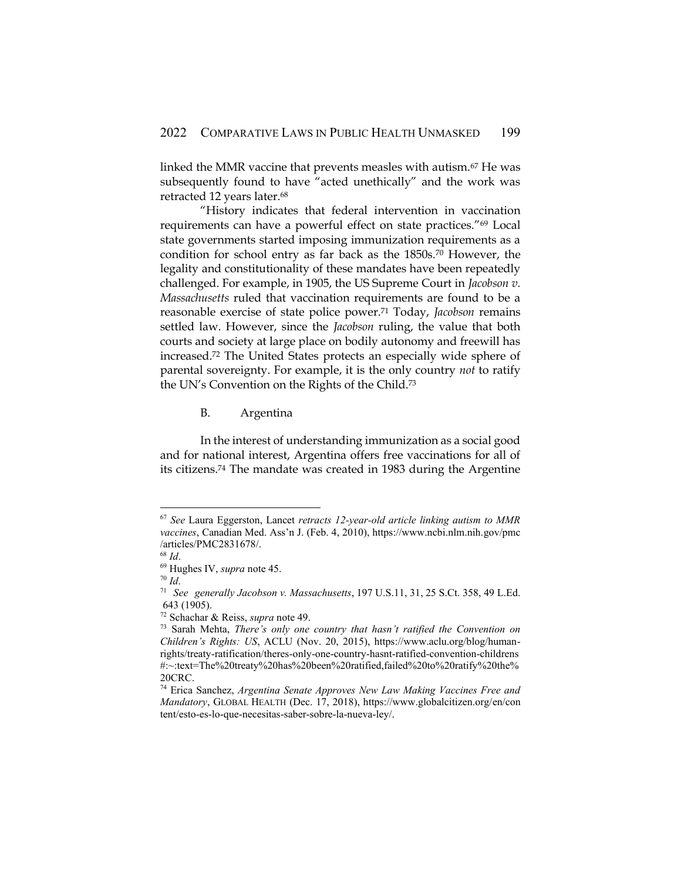linked the MMR vaccine that prevents measles with autism.[67] He was subsequently found to have "acted unethically" and the work was retracted 12 years later.[68]

"History indicates that federal intervention in vaccination requirements can have a powerful effect on state practices."[69] Local state governments started imposing immunization requirements as a condition for school entry as far back as the 1850s.[70] However, the legality and constitutionality of these mandates have been repeatedly challenged. For example, in 1905, the US Supreme Court in *Jacobson v. Massachusetts* ruled that vaccination requirements are found to be a reasonable exercise of state police power.[71] Today, *Jacobson* remains settled law. However, since the *Jacobson* ruling, the value that both courts and society at large place on bodily autonomy and freewill has increased.[72] The United States protects an especially wide sphere of parental sovereignty. For example, it is the only country *not* to ratify the UN's Convention on the Rights of the Child.[73]

### B. Argentina

In the interest of understanding immunization as a social good and for national interest, Argentina offers free vaccinations for all of its citizens.[74] The mandate was created in 1983 during the Argentine

---

[67] *See* Laura Eggerston, Lancet *retracts 12-year-old article linking autism to MMR vaccines*, Canadian Med. Ass'n J. (Feb. 4, 2010), https://www.ncbi.nlm.nih.gov/pmc/articles/PMC2831678/.

[68] *Id*.

[69] Hughes IV, *supra* note 45.

[70] *Id*.

[71] *See generally Jacobson v. Massachusetts*, 197 U.S.11, 31, 25 S.Ct. 358, 49 L.Ed. 643 (1905).

[72] Schachar & Reiss, *supra* note 49.

[73] Sarah Mehta, *There's only one country that hasn't ratified the Convention on Children's Rights: US*, ACLU (Nov. 20, 2015), https://www.aclu.org/blog/human-rights/treaty-ratification/theres-only-one-country-hasnt-ratified-convention-childrens#:~:text=The%20treaty%20has%20been%20ratified,failed%20to%20ratify%20the%20CRC.

[74] Erica Sanchez, *Argentina Senate Approves New Law Making Vaccines Free and Mandatory*, GLOBAL HEALTH (Dec. 17, 2018), https://www.globalcitizen.org/en/content/esto-es-lo-que-necesitas-saber-sobre-la-nueva-ley/.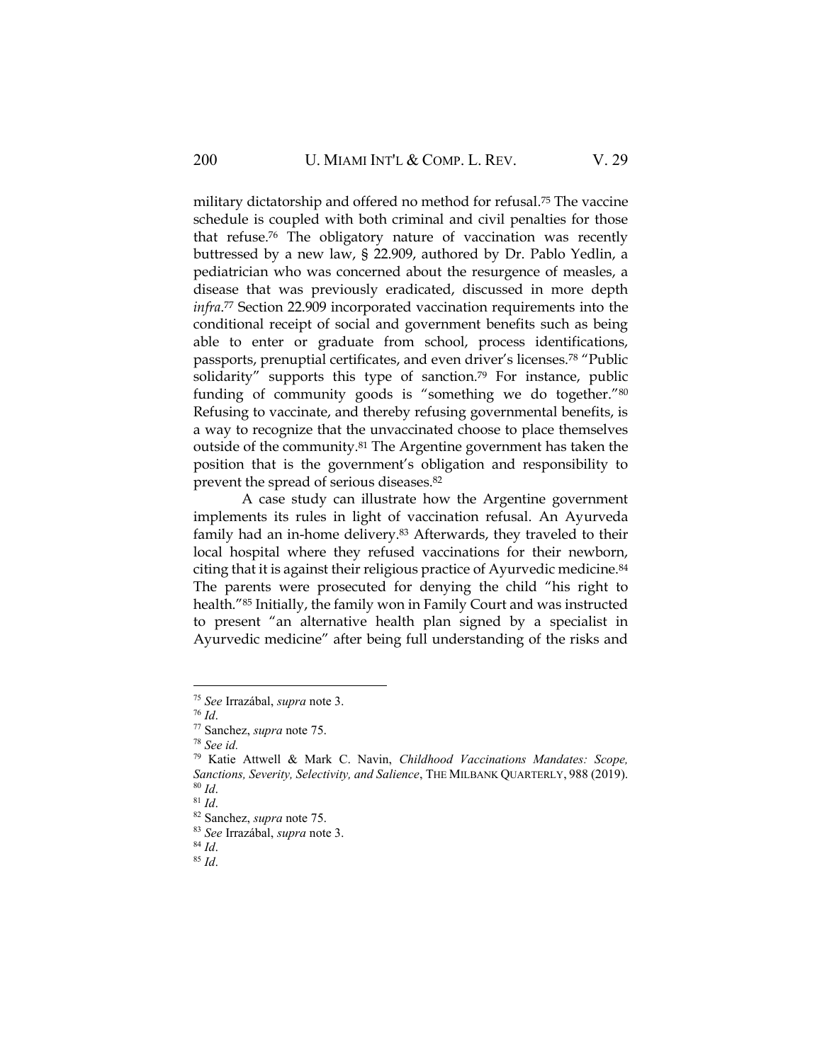military dictatorship and offered no method for refusal.[75] The vaccine schedule is coupled with both criminal and civil penalties for those that refuse.[76] The obligatory nature of vaccination was recently buttressed by a new law, § 22.909, authored by Dr. Pablo Yedlin, a pediatrician who was concerned about the resurgence of measles, a disease that was previously eradicated, discussed in more depth *infra*.[77] Section 22.909 incorporated vaccination requirements into the conditional receipt of social and government benefits such as being able to enter or graduate from school, process identifications, passports, prenuptial certificates, and even driver's licenses.[78] "Public solidarity" supports this type of sanction.[79] For instance, public funding of community goods is "something we do together."[80] Refusing to vaccinate, and thereby refusing governmental benefits, is a way to recognize that the unvaccinated choose to place themselves outside of the community.[81] The Argentine government has taken the position that is the government's obligation and responsibility to prevent the spread of serious diseases.[82]

A case study can illustrate how the Argentine government implements its rules in light of vaccination refusal. An Ayurveda family had an in-home delivery.[83] Afterwards, they traveled to their local hospital where they refused vaccinations for their newborn, citing that it is against their religious practice of Ayurvedic medicine.[84] The parents were prosecuted for denying the child "his right to health."[85] Initially, the family won in Family Court and was instructed to present "an alternative health plan signed by a specialist in Ayurvedic medicine" after being full understanding of the risks and

---

[75] *See* Irrazábal, *supra* note 3.

[76] *Id*.

[77] Sanchez, *supra* note 75.

[78] *See id.*

[79] Katie Attwell & Mark C. Navin, *Childhood Vaccinations Mandates: Scope, Sanctions, Severity, Selectivity, and Salience*, THE MILBANK QUARTERLY, 988 (2019).

[80] *Id*.

[81] *Id*.

[82] Sanchez, *supra* note 75.

[83] *See* Irrazábal, *supra* note 3.

[84] *Id*.

[85] *Id*.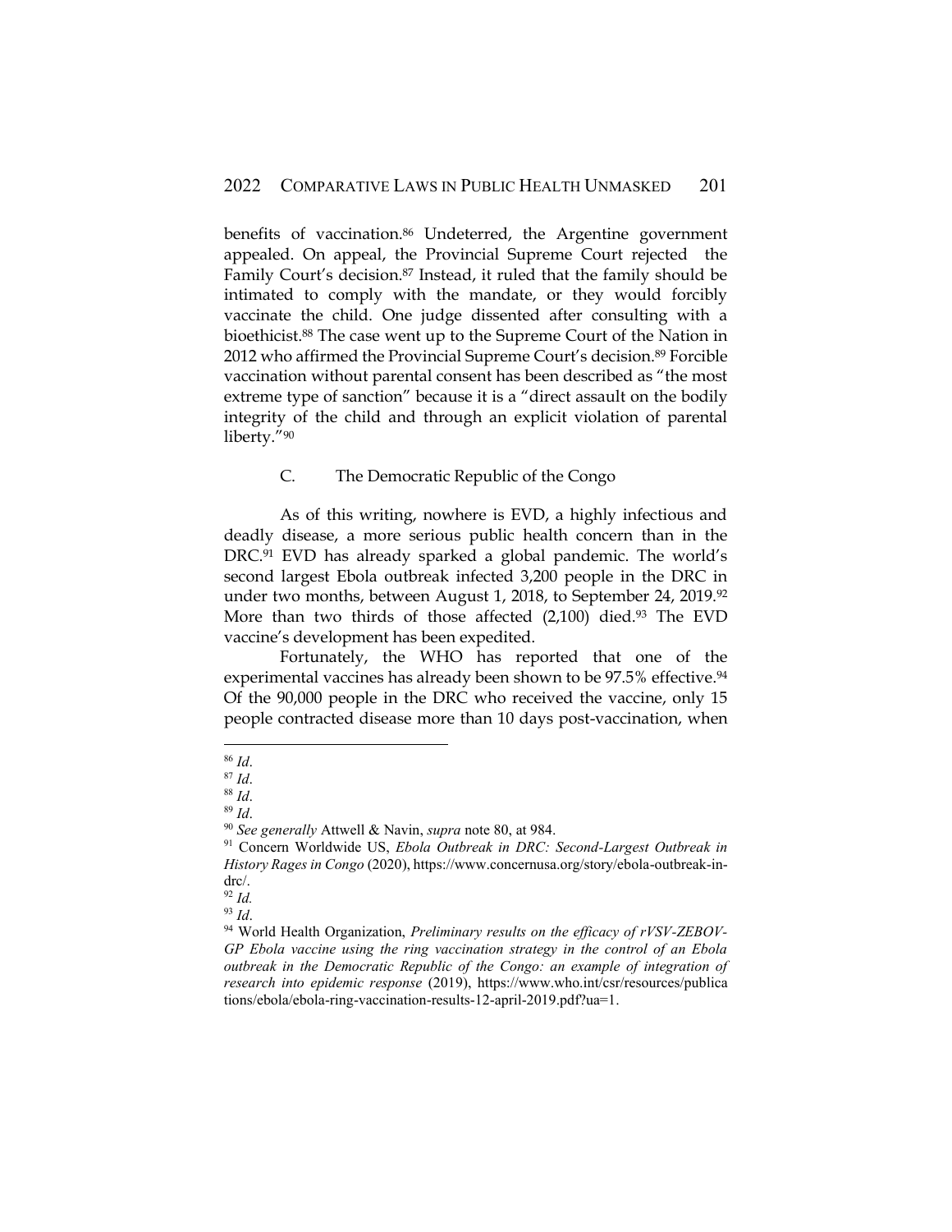benefits of vaccination.[86] Undeterred, the Argentine government appealed. On appeal, the Provincial Supreme Court rejected the Family Court's decision.[87] Instead, it ruled that the family should be intimated to comply with the mandate, or they would forcibly vaccinate the child. One judge dissented after consulting with a bioethicist.[88] The case went up to the Supreme Court of the Nation in 2012 who affirmed the Provincial Supreme Court's decision.[89] Forcible vaccination without parental consent has been described as "the most extreme type of sanction" because it is a "direct assault on the bodily integrity of the child and through an explicit violation of parental liberty."[90]

### C. The Democratic Republic of the Congo

As of this writing, nowhere is EVD, a highly infectious and deadly disease, a more serious public health concern than in the DRC.[91] EVD has already sparked a global pandemic. The world's second largest Ebola outbreak infected 3,200 people in the DRC in under two months, between August 1, 2018, to September 24, 2019.[92] More than two thirds of those affected (2,100) died.[93] The EVD vaccine's development has been expedited.

Fortunately, the WHO has reported that one of the experimental vaccines has already been shown to be 97.5% effective.[94] Of the 90,000 people in the DRC who received the vaccine, only 15 people contracted disease more than 10 days post-vaccination, when

---

[86] *Id*.

[87] *Id*.

[88] *Id*.

[89] *Id*.

[90] *See generally* Attwell & Navin, *supra* note 80, at 984.

[91] Concern Worldwide US, *Ebola Outbreak in DRC: Second-Largest Outbreak in History Rages in Congo* (2020), https://www.concernusa.org/story/ebola-outbreak-in-drc/.

[92] *Id.*

[93] *Id*.

[94] World Health Organization, *Preliminary results on the efficacy of rVSV-ZEBOV-GP Ebola vaccine using the ring vaccination strategy in the control of an Ebola outbreak in the Democratic Republic of the Congo: an example of integration of research into epidemic response* (2019), https://www.who.int/csr/resources/publications/ebola/ebola-ring-vaccination-results-12-april-2019.pdf?ua=1.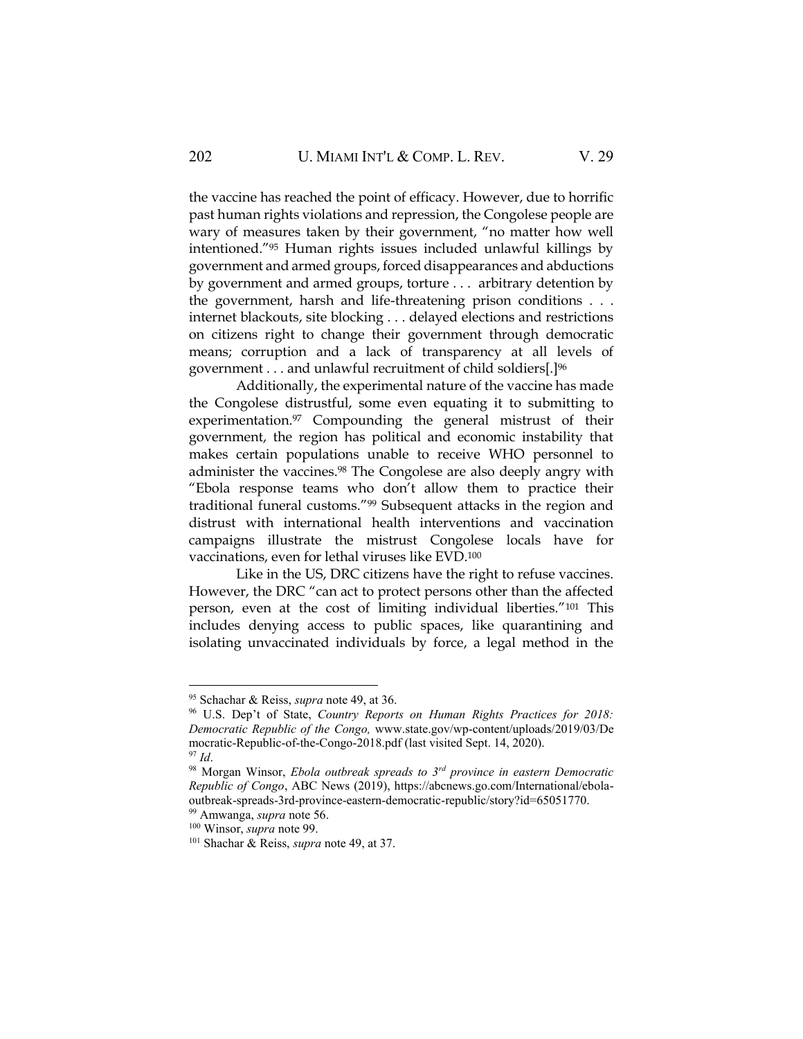the vaccine has reached the point of efficacy. However, due to horrific past human rights violations and repression, the Congolese people are wary of measures taken by their government, "no matter how well intentioned."[95] Human rights issues included unlawful killings by government and armed groups, forced disappearances and abductions by government and armed groups, torture . . . arbitrary detention by the government, harsh and life-threatening prison conditions . . . internet blackouts, site blocking . . . delayed elections and restrictions on citizens right to change their government through democratic means; corruption and a lack of transparency at all levels of government . . . and unlawful recruitment of child soldiers[.][96]

Additionally, the experimental nature of the vaccine has made the Congolese distrustful, some even equating it to submitting to experimentation.[97] Compounding the general mistrust of their government, the region has political and economic instability that makes certain populations unable to receive WHO personnel to administer the vaccines.[98] The Congolese are also deeply angry with "Ebola response teams who don't allow them to practice their traditional funeral customs."[99] Subsequent attacks in the region and distrust with international health interventions and vaccination campaigns illustrate the mistrust Congolese locals have for vaccinations, even for lethal viruses like EVD.[100]

Like in the US, DRC citizens have the right to refuse vaccines. However, the DRC "can act to protect persons other than the affected person, even at the cost of limiting individual liberties."[101] This includes denying access to public spaces, like quarantining and isolating unvaccinated individuals by force, a legal method in the

---

[95] Schachar & Reiss, *supra* note 49, at 36.

[96] U.S. Dep't of State, *Country Reports on Human Rights Practices for 2018: Democratic Republic of the Congo,* www.state.gov/wp-content/uploads/2019/03/Democratic-Republic-of-the-Congo-2018.pdf (last visited Sept. 14, 2020).

[97] *Id*.

[98] Morgan Winsor, *Ebola outbreak spreads to 3rd province in eastern Democratic Republic of Congo*, ABC News (2019), https://abcnews.go.com/International/ebola-outbreak-spreads-3rd-province-eastern-democratic-republic/story?id=65051770.

[99] Amwanga, *supra* note 56.

[100] Winsor, *supra* note 99.

[101] Shachar & Reiss, *supra* note 49, at 37.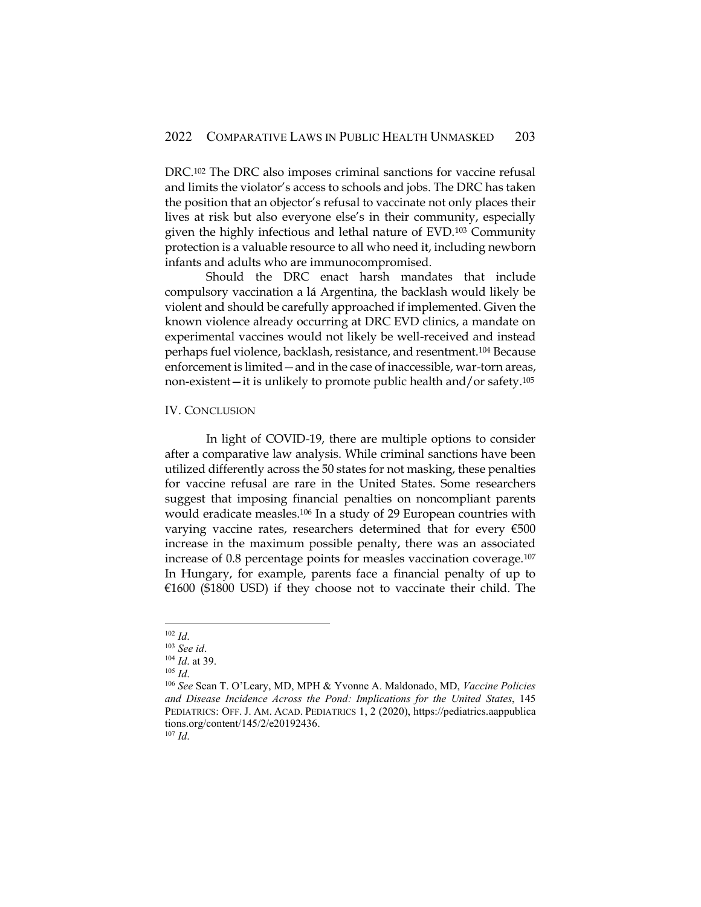DRC.[102] The DRC also imposes criminal sanctions for vaccine refusal and limits the violator's access to schools and jobs. The DRC has taken the position that an objector's refusal to vaccinate not only places their lives at risk but also everyone else's in their community, especially given the highly infectious and lethal nature of EVD.[103] Community protection is a valuable resource to all who need it, including newborn infants and adults who are immunocompromised.

Should the DRC enact harsh mandates that include compulsory vaccination a lá Argentina, the backlash would likely be violent and should be carefully approached if implemented. Given the known violence already occurring at DRC EVD clinics, a mandate on experimental vaccines would not likely be well-received and instead perhaps fuel violence, backlash, resistance, and resentment.[104] Because enforcement is limited—and in the case of inaccessible, war-torn areas, non-existent—it is unlikely to promote public health and/or safety.[105]

## IV. Conclusion

In light of COVID-19, there are multiple options to consider after a comparative law analysis. While criminal sanctions have been utilized differently across the 50 states for not masking, these penalties for vaccine refusal are rare in the United States. Some researchers suggest that imposing financial penalties on noncompliant parents would eradicate measles.[106] In a study of 29 European countries with varying vaccine rates, researchers determined that for every €500 increase in the maximum possible penalty, there was an associated increase of 0.8 percentage points for measles vaccination coverage.[107] In Hungary, for example, parents face a financial penalty of up to €1600 ($1800 USD) if they choose not to vaccinate their child. The

---

[102] *Id*.

[103] *See id*.

[104] *Id*. at 39.

[105] *Id*.

[106] *See* Sean T. O'Leary, MD, MPH & Yvonne A. Maldonado, MD, *Vaccine Policies and Disease Incidence Across the Pond: Implications for the United States*, 145 PEDIATRICS: OFF. J. AM. ACAD. PEDIATRICS 1, 2 (2020), https://pediatrics.aappublications.org/content/145/2/e20192436.

[107] *Id*.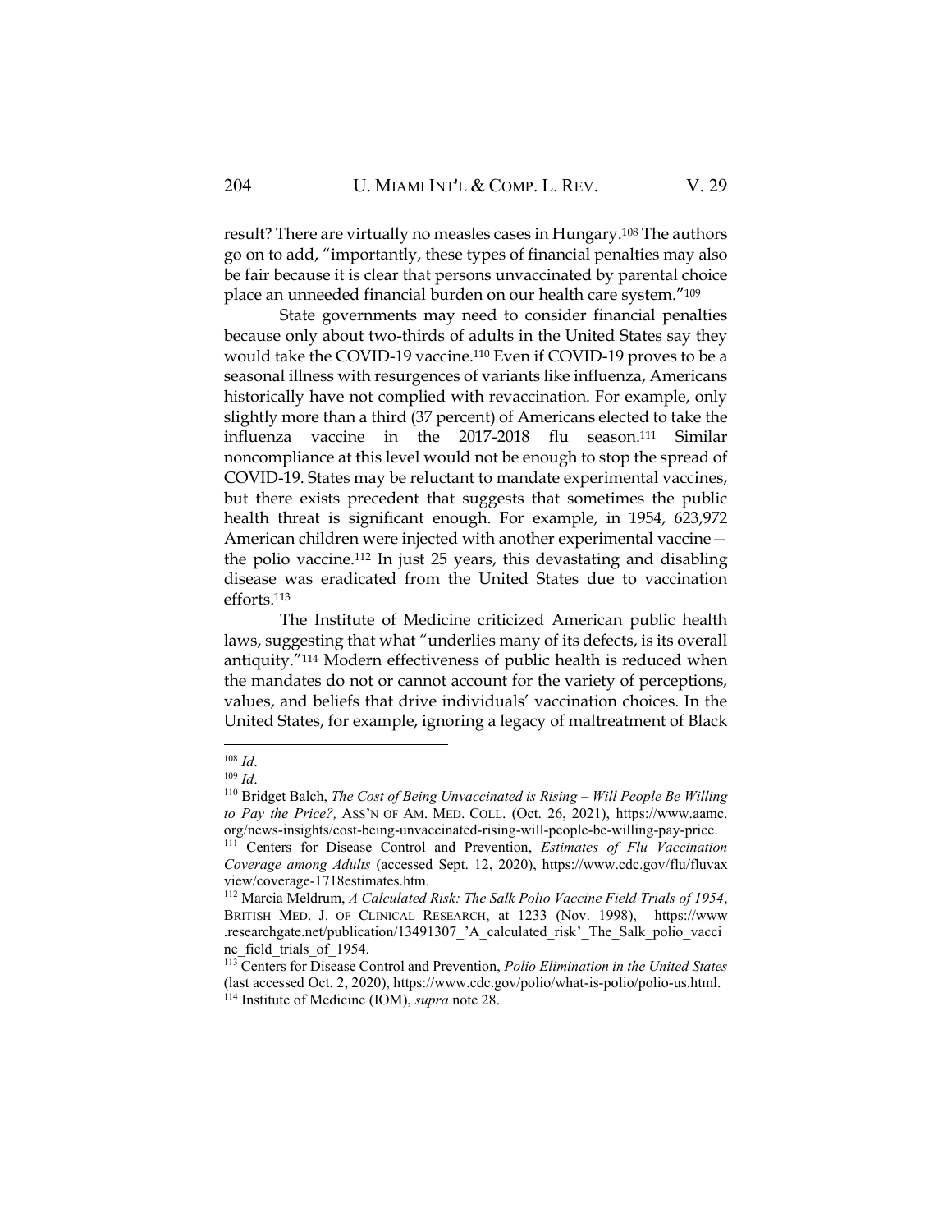result? There are virtually no measles cases in Hungary.[108] The authors go on to add, "importantly, these types of financial penalties may also be fair because it is clear that persons unvaccinated by parental choice place an unneeded financial burden on our health care system."[109]

State governments may need to consider financial penalties because only about two-thirds of adults in the United States say they would take the COVID-19 vaccine.[110] Even if COVID-19 proves to be a seasonal illness with resurgences of variants like influenza, Americans historically have not complied with revaccination. For example, only slightly more than a third (37 percent) of Americans elected to take the influenza vaccine in the 2017-2018 flu season.[111] Similar noncompliance at this level would not be enough to stop the spread of COVID-19. States may be reluctant to mandate experimental vaccines, but there exists precedent that suggests that sometimes the public health threat is significant enough. For example, in 1954, 623,972 American children were injected with another experimental vaccine—the polio vaccine.[112] In just 25 years, this devastating and disabling disease was eradicated from the United States due to vaccination efforts.[113]

The Institute of Medicine criticized American public health laws, suggesting that what "underlies many of its defects, is its overall antiquity."[114] Modern effectiveness of public health is reduced when the mandates do not or cannot account for the variety of perceptions, values, and beliefs that drive individuals' vaccination choices. In the United States, for example, ignoring a legacy of maltreatment of Black

---

[108] *Id*.

[109] *Id*.

[110] Bridget Balch, *The Cost of Being Unvaccinated is Rising – Will People Be Willing to Pay the Price?*, ASS'N OF AM. MED. COLL. (Oct. 26, 2021), https://www.aamc.org/news-insights/cost-being-unvaccinated-rising-will-people-be-willing-pay-price.

[111] Centers for Disease Control and Prevention, *Estimates of Flu Vaccination Coverage among Adults* (accessed Sept. 12, 2020), https://www.cdc.gov/flu/fluvaxview/coverage-1718estimates.htm.

[112] Marcia Meldrum, *A Calculated Risk: The Salk Polio Vaccine Field Trials of 1954*, BRITISH MED. J. OF CLINICAL RESEARCH, at 1233 (Nov. 1998), https://www.researchgate.net/publication/13491307_'A_calculated_risk'_The_Salk_polio_vaccine_field_trials_of_1954.

[113] Centers for Disease Control and Prevention, *Polio Elimination in the United States* (last accessed Oct. 2, 2020), https://www.cdc.gov/polio/what-is-polio/polio-us.html.

[114] Institute of Medicine (IOM), *supra* note 28.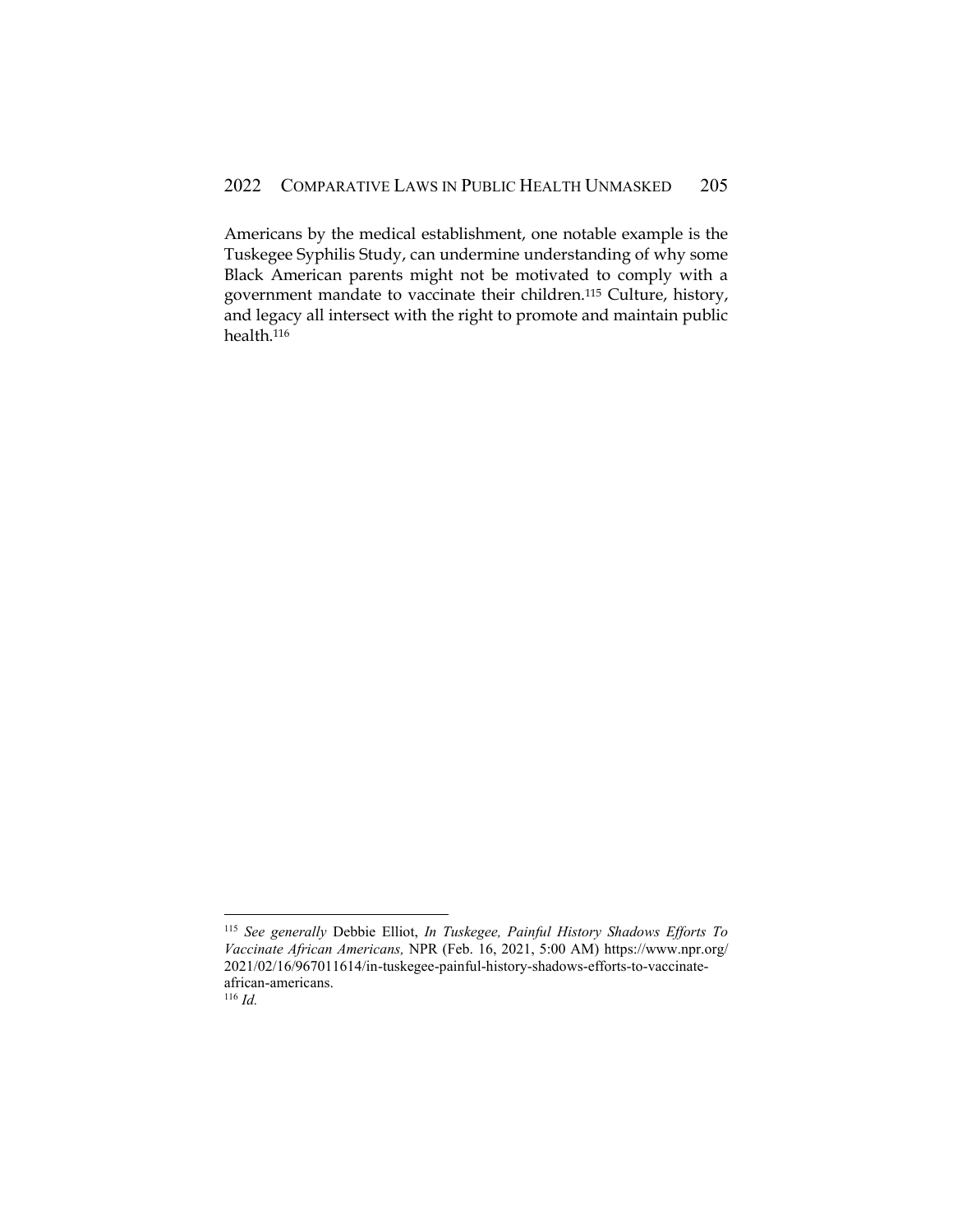Americans by the medical establishment, one notable example is the Tuskegee Syphilis Study, can undermine understanding of why some Black American parents might not be motivated to comply with a government mandate to vaccinate their children.[115] Culture, history, and legacy all intersect with the right to promote and maintain public health.[116]

---

[115] *See generally* Debbie Elliot, *In Tuskegee, Painful History Shadows Efforts To Vaccinate African Americans,* NPR (Feb. 16, 2021, 5:00 AM) https://www.npr.org/2021/02/16/967011614/in-tuskegee-painful-history-shadows-efforts-to-vaccinate-african-americans.

[116] *Id.*